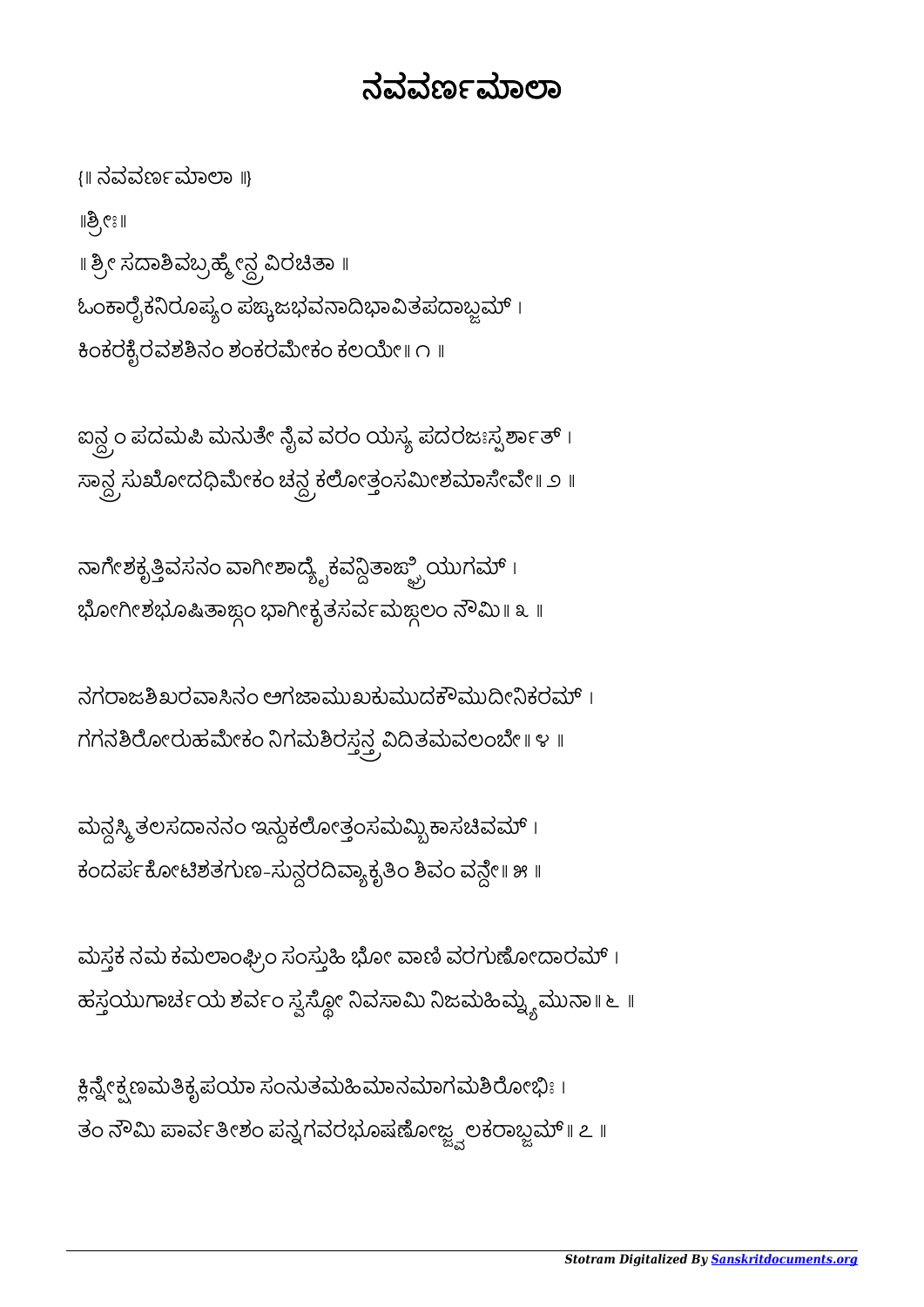# ನವವರ್ಣಮಾಲಾ

{॥ ನವವರ್ಣಮಾಲಾ ॥}

॥ಶ್ರೀಃ॥

॥ ಶ್ರೀ ಸದಾಶಿವಬ್ರಹ್ಮೇನ್ದ್ರ ವಿರಚಿತಾ ॥

ಓಂಕಾರೈಕನಿರೂಪ್ಯಂ ಪಙ್ಕಜಭವನಾದಿಭಾವಿತಪದಾಬ್ಜಮ್ ।
ಕಿಂಕರಕೈರವಶಶಿನಂ ಶಂಕರಮೇಕಂ ಕಲಯೇ॥ ೧ ॥

ಐನ್ದ್ರಂ ಪದಮಪಿ ಮನುತೇ ನೈವ ವರಂ ಯಸ್ಯ ಪದರಜಃಸ್ಪರ್ಶಾತ್ ।
ಸಾನ್ದ್ರಸುಖೋದಧಿಮೇಕಂ ಚನ್ದ್ರಕಲೋತ್ತಂಸಮೀಶಮಾಸೇವೇ॥ ೨ ॥

ನಾಗೇಶಕೃತ್ತಿವಸನಂ ವಾಗೀಶಾದ್ಯೈಕವನ್ದಿತಾಙ್ಘ್ರಿಯುಗಮ್ ।
ಭೋಗೀಶಭೂಷಿತಾಙ್ಗಂ ಭಾಗೀಕೃತಸರ್ವಮಙ್ಗಲಂ ನೌಮಿ॥ ೩ ॥

ನಗರಾಜಶಿಖರವಾಸಿನಂ ಆಗಜಾಮುಖಕುಮುದಕೌಮುದೀನಿಕರಮ್ ।
ಗಗನಶಿರೋರುಹಮೇಕಂ ನಿಗಮಶಿರಸ್ತನ್ತ್ರವಿದಿತಮವಲಂಬೇ॥ ೪ ॥

ಮನ್ದಸ್ಮಿತಲಸದಾನನಂ ಇನ್ದುಕಲೋತ್ತಂಸಮಮ್ಬಿಕಾಸಚಿವಮ್ ।
ಕಂದರ್ಪಕೋಟಿಶತಗುಣ-ಸುನ್ದರದಿವ್ಯಾಕೃತಿಂ ಶಿವಂ ವನ್ದೇ॥ ೫ ॥

ಮಸ್ತಕ ನಮ ಕಮಲಾಂಘ್ರಿಂ ಸಂಸ್ತುಹಿ ಭೋ ವಾಣಿ ವರಗುಣೋದಾರಮ್ ।
ಹಸ್ತಯುಗಾರ್ಚಯ ಶರ್ವಂ ಸ್ವಸ್ಥೋ ನಿವಸಾಮಿ ನಿಜಮಹಿಮ್ನ್ಯಮುನಾ॥ ೬ ॥

ಕ್ಲಿನ್ನೇಕ್ಷಣಮತಿಕೃಪಯಾ ಸಂನುತಮಹಿಮಾನಮಾಗಮಶಿರೋಭಿಃ ।
ತಂ ನೌಮಿ ಪಾರ್ವತೀಶಂ ಪನ್ನಗವರಭೂಷಣೋಜ್ಜ್ವಲಕರಾಬ್ಜಮ್॥ ೭ ॥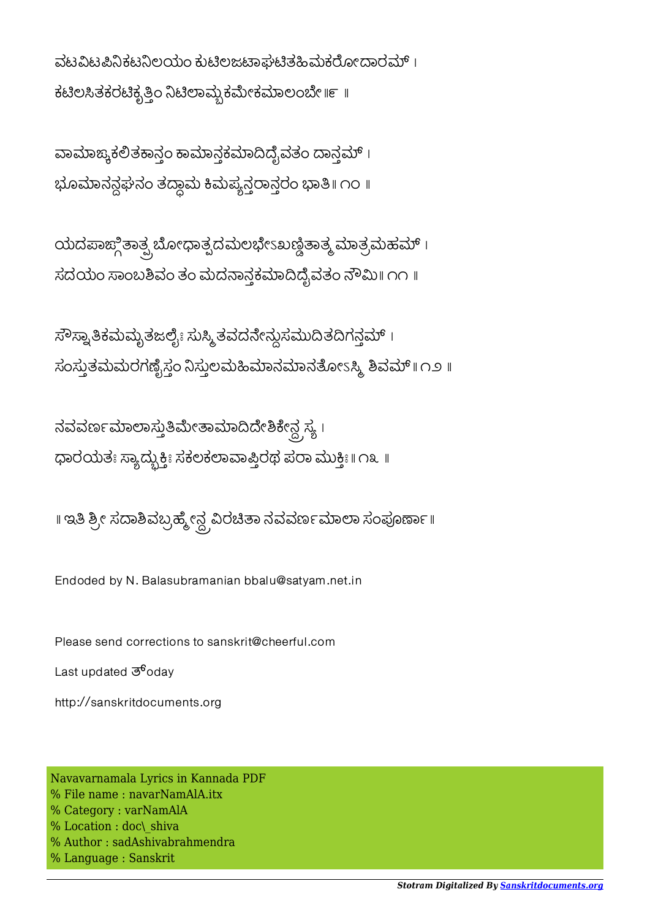ವಟವಿಟಪಿನಿಕಟನಿಲಯಂ ಕುಟಿಲಜಟಾಘಟಿತಹಿಮಕರೋದಾರಮ್ ।
ಕಟಿಲಸಿತಕರಟಿಕೃತ್ತಿಂ ನಿಟಿಲಾಮ್ಬಕಮೇಕಮಾಲಂಬೇ॥೯ ॥

ವಾಮಾಙ್ಕಕಲಿತಕಾನ್ತಂ ಕಾಮಾನ್ತಕಮಾದಿದೈವತಂ ದಾನ್ತಮ್ ।
ಭೂಮಾನನ್ದಘನಂ ತದ್ಧಾಮ ಕಿಮಪ್ಯನ್ತರಾನ್ತರಂ ಭಾತಿ॥ ೧೦ ॥

ಯದಪಾಙ್ಗಿತಾತ್ಪ್ರಬೋಧಾತ್ಪದಮಲಭೇಽಖಣ್ಡಿತಾತ್ಮಮಾತ್ರಮಹಮ್ ।
ಸದಯಂ ಸಾಂಬಶಿವಂ ತಂ ಮದನಾನ್ತಕಮಾದಿದೈವತಂ ನೌಮಿ॥ ೧೧ ॥

ಸೌಸ್ನಾತಿಕಮಮೃತಜಲೈಃ ಸುಸ್ಮಿತವದನೇನ್ದುಸಮುದಿತದಿಗನ್ತಮ್ ।
ಸಂಸ್ತುತಮಮರಗಣೈಸ್ತಂ ನಿಸ್ತುಲಮಹಿಮಾನಮಾನತೋಽಸ್ಮಿ ಶಿವಮ್॥ ೧೨ ॥

ನವವರ್ಣಮಾಲಾಸ್ತುತಿಮೇತಾಮಾದಿದೇಶಿಕೇನ್ದ್ರಸ್ಯ ।
ಧಾರಯತಃ ಸ್ಯಾದ್ಭುಕ್ತಿಃ ಸಕಲಕಲಾವಾಪ್ತಿರಥ ಪರಾ ಮುಕ್ತಿಃ॥ ೧೩ ॥

॥ ಇತಿ ಶ್ರೀ ಸದಾಶಿವಬ್ರಹ್ಮೇನ್ದ್ರವಿರಚಿತಾ ನವವರ್ಣಮಾಲಾ ಸಂಪೂರ್ಣಾ॥

Endoded by N. Balasubramanian bbalu@satyam.net.in

Please send corrections to sanskrit@cheerful.com

Last updated ತ್oday

http://sanskritdocuments.org

Navavarnamala Lyrics in Kannada PDF
% File name : navarNamAlA.itx
% Category : varNamAlA
% Location : doc\_shiva
% Author : sadAshivabrahmendra
% Language : Sanskrit

*Stotram Digitalized By Sanskritdocuments.org*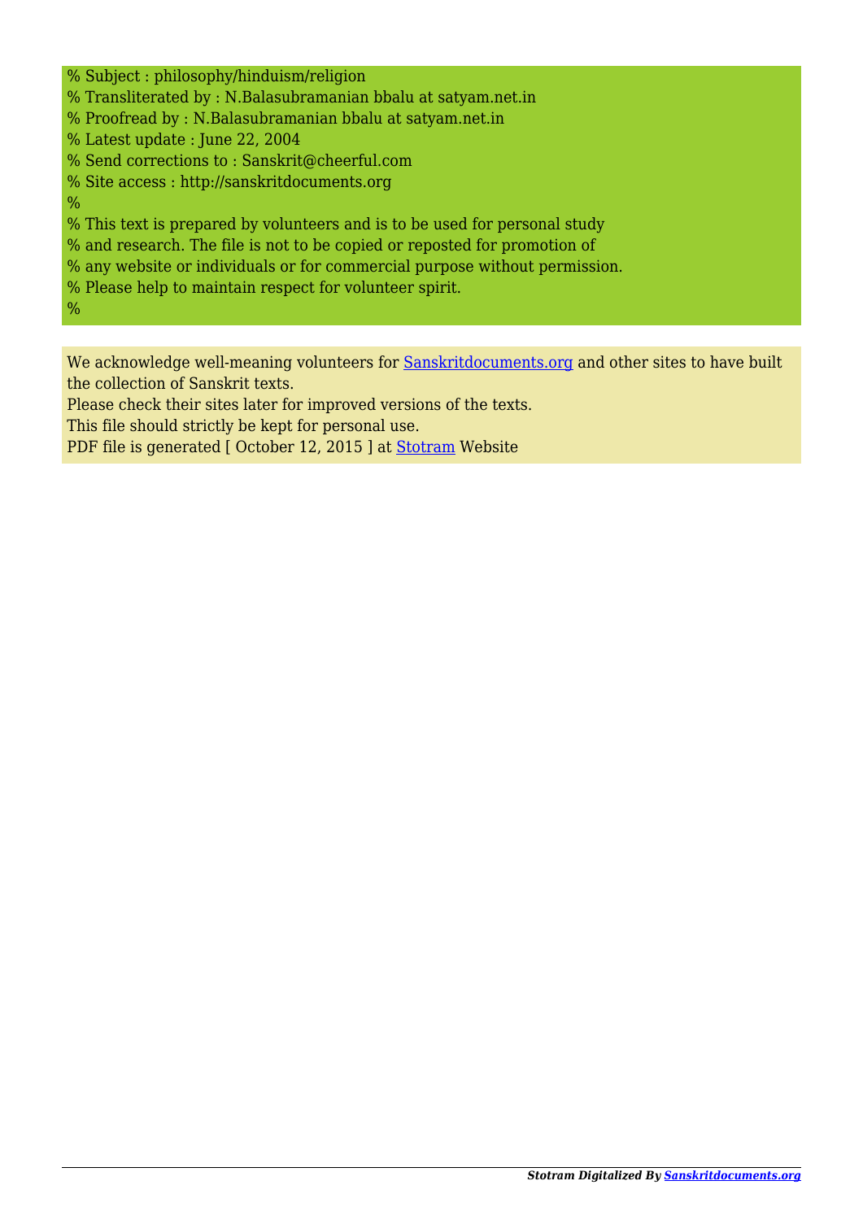% Subject : philosophy/hinduism/religion
% Transliterated by : N.Balasubramanian bbalu at satyam.net.in
% Proofread by : N.Balasubramanian bbalu at satyam.net.in
% Latest update : June 22, 2004
% Send corrections to : Sanskrit@cheerful.com
% Site access : http://sanskritdocuments.org
%
% This text is prepared by volunteers and is to be used for personal study
% and research. The file is not to be copied or reposted for promotion of
% any website or individuals or for commercial purpose without permission.
% Please help to maintain respect for volunteer spirit.
%

We acknowledge well-meaning volunteers for Sanskritdocuments.org and other sites to have built the collection of Sanskrit texts.
Please check their sites later for improved versions of the texts.
This file should strictly be kept for personal use.
PDF file is generated [ October 12, 2015 ] at Stotram Website